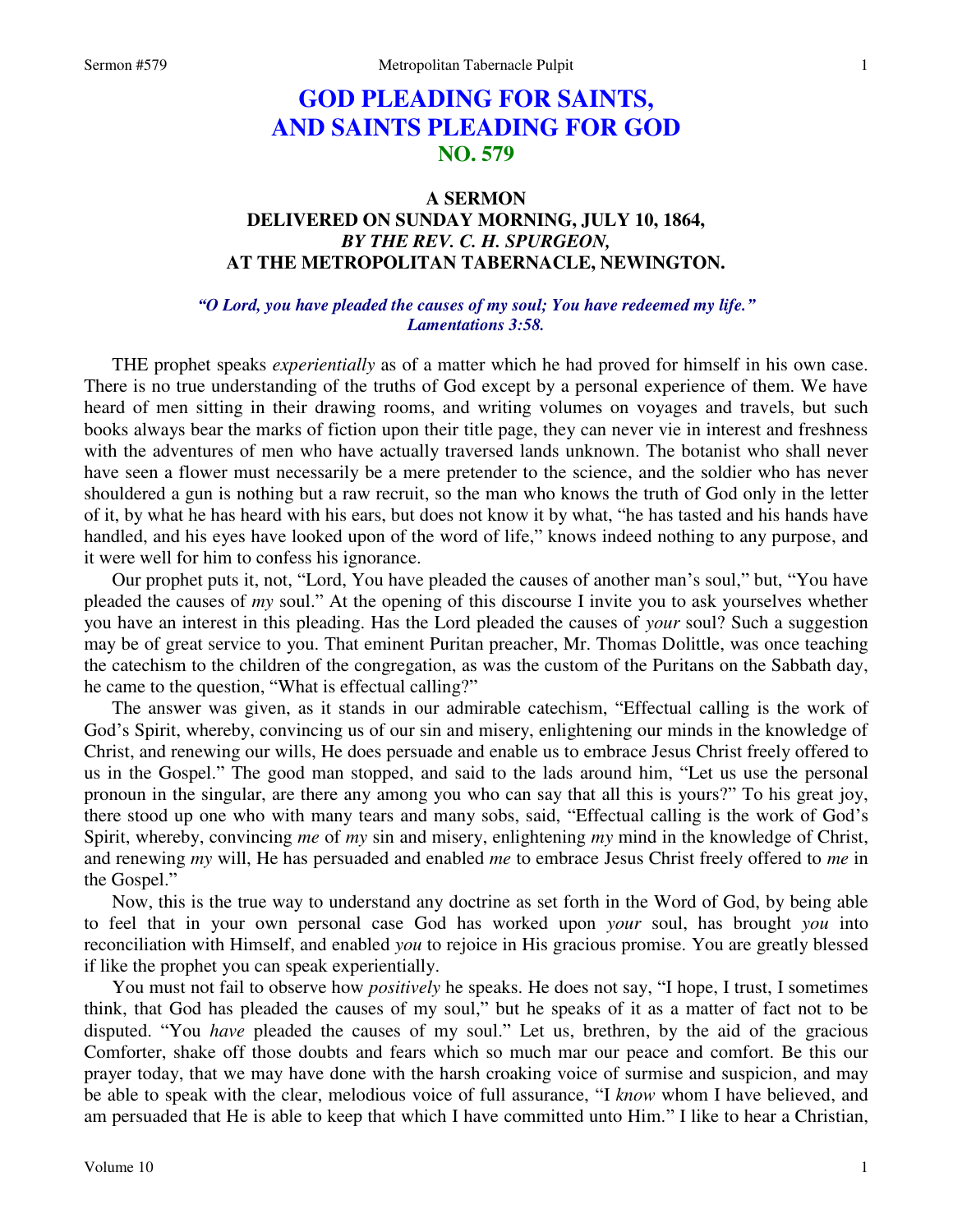# GOD PLEADING FOR SAINTS, AND SAINTS PLEADING FOR GOD
## NO. 579

### A SERMON
### DELIVERED ON SUNDAY MORNING, JULY 10, 1864,
### *BY THE REV. C. H. SPURGEON,*
### AT THE METROPOLITAN TABERNACLE, NEWINGTON.

***"O Lord, you have pleaded the causes of my soul; You have redeemed my life." Lamentations 3:58.***

THE prophet speaks *experientially* as of a matter which he had proved for himself in his own case. There is no true understanding of the truths of God except by a personal experience of them. We have heard of men sitting in their drawing rooms, and writing volumes on voyages and travels, but such books always bear the marks of fiction upon their title page, they can never vie in interest and freshness with the adventures of men who have actually traversed lands unknown. The botanist who shall never have seen a flower must necessarily be a mere pretender to the science, and the soldier who has never shouldered a gun is nothing but a raw recruit, so the man who knows the truth of God only in the letter of it, by what he has heard with his ears, but does not know it by what, "he has tasted and his hands have handled, and his eyes have looked upon of the word of life," knows indeed nothing to any purpose, and it were well for him to confess his ignorance.

Our prophet puts it, not, "Lord, You have pleaded the causes of another man's soul," but, "You have pleaded the causes of *my* soul." At the opening of this discourse I invite you to ask yourselves whether you have an interest in this pleading. Has the Lord pleaded the causes of *your* soul? Such a suggestion may be of great service to you. That eminent Puritan preacher, Mr. Thomas Dolittle, was once teaching the catechism to the children of the congregation, as was the custom of the Puritans on the Sabbath day, he came to the question, "What is effectual calling?"

The answer was given, as it stands in our admirable catechism, "Effectual calling is the work of God's Spirit, whereby, convincing us of our sin and misery, enlightening our minds in the knowledge of Christ, and renewing our wills, He does persuade and enable us to embrace Jesus Christ freely offered to us in the Gospel." The good man stopped, and said to the lads around him, "Let us use the personal pronoun in the singular, are there any among you who can say that all this is yours?" To his great joy, there stood up one who with many tears and many sobs, said, "Effectual calling is the work of God's Spirit, whereby, convincing *me* of *my* sin and misery, enlightening *my* mind in the knowledge of Christ, and renewing *my* will, He has persuaded and enabled *me* to embrace Jesus Christ freely offered to *me* in the Gospel."

Now, this is the true way to understand any doctrine as set forth in the Word of God, by being able to feel that in your own personal case God has worked upon *your* soul, has brought *you* into reconciliation with Himself, and enabled *you* to rejoice in His gracious promise. You are greatly blessed if like the prophet you can speak experientially.

You must not fail to observe how *positively* he speaks. He does not say, "I hope, I trust, I sometimes think, that God has pleaded the causes of my soul," but he speaks of it as a matter of fact not to be disputed. "You *have* pleaded the causes of my soul." Let us, brethren, by the aid of the gracious Comforter, shake off those doubts and fears which so much mar our peace and comfort. Be this our prayer today, that we may have done with the harsh croaking voice of surmise and suspicion, and may be able to speak with the clear, melodious voice of full assurance, "I *know* whom I have believed, and am persuaded that He is able to keep that which I have committed unto Him." I like to hear a Christian,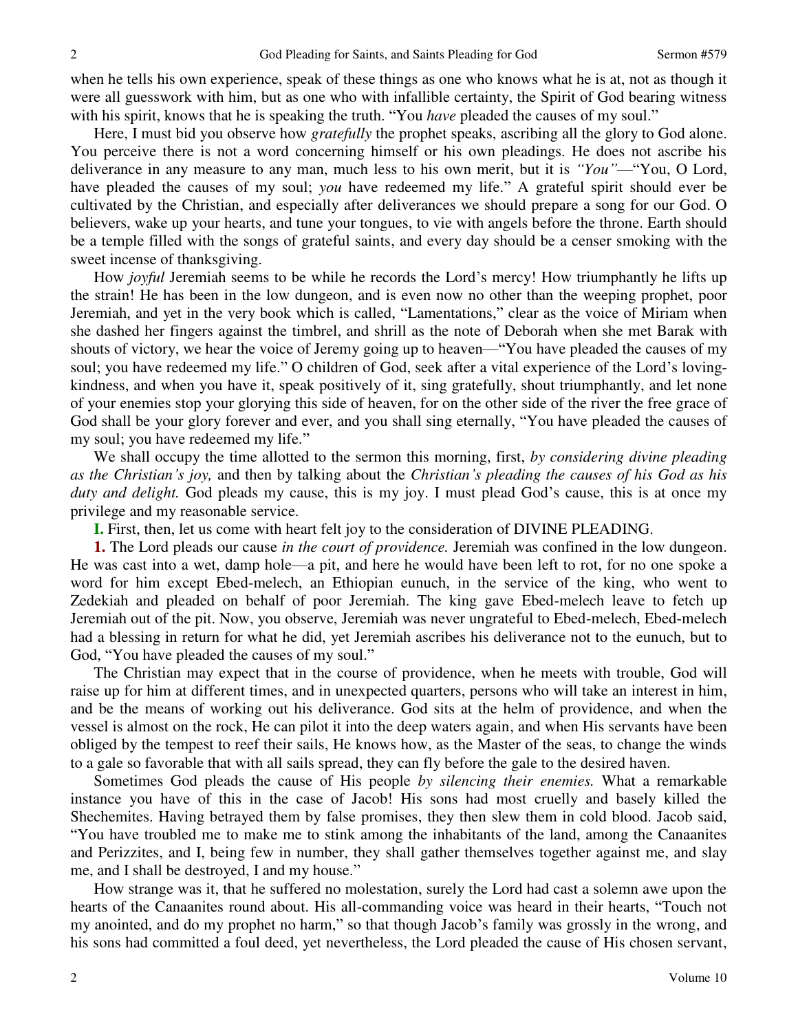when he tells his own experience, speak of these things as one who knows what he is at, not as though it were all guesswork with him, but as one who with infallible certainty, the Spirit of God bearing witness with his spirit, knows that he is speaking the truth. "You *have* pleaded the causes of my soul."

Here, I must bid you observe how *gratefully* the prophet speaks, ascribing all the glory to God alone. You perceive there is not a word concerning himself or his own pleadings. He does not ascribe his deliverance in any measure to any man, much less to his own merit, but it is *"You"*—"You, O Lord, have pleaded the causes of my soul; *you* have redeemed my life." A grateful spirit should ever be cultivated by the Christian, and especially after deliverances we should prepare a song for our God. O believers, wake up your hearts, and tune your tongues, to vie with angels before the throne. Earth should be a temple filled with the songs of grateful saints, and every day should be a censer smoking with the sweet incense of thanksgiving.

How *joyful* Jeremiah seems to be while he records the Lord's mercy! How triumphantly he lifts up the strain! He has been in the low dungeon, and is even now no other than the weeping prophet, poor Jeremiah, and yet in the very book which is called, "Lamentations," clear as the voice of Miriam when she dashed her fingers against the timbrel, and shrill as the note of Deborah when she met Barak with shouts of victory, we hear the voice of Jeremy going up to heaven—"You have pleaded the causes of my soul; you have redeemed my life." O children of God, seek after a vital experience of the Lord's loving-kindness, and when you have it, speak positively of it, sing gratefully, shout triumphantly, and let none of your enemies stop your glorying this side of heaven, for on the other side of the river the free grace of God shall be your glory forever and ever, and you shall sing eternally, "You have pleaded the causes of my soul; you have redeemed my life."

We shall occupy the time allotted to the sermon this morning, first, *by considering divine pleading as the Christian's joy,* and then by talking about the *Christian's pleading the causes of his God as his duty and delight.* God pleads my cause, this is my joy. I must plead God's cause, this is at once my privilege and my reasonable service.

**I.** First, then, let us come with heart felt joy to the consideration of DIVINE PLEADING.

**1.** The Lord pleads our cause *in the court of providence.* Jeremiah was confined in the low dungeon. He was cast into a wet, damp hole—a pit, and here he would have been left to rot, for no one spoke a word for him except Ebed-melech, an Ethiopian eunuch, in the service of the king, who went to Zedekiah and pleaded on behalf of poor Jeremiah. The king gave Ebed-melech leave to fetch up Jeremiah out of the pit. Now, you observe, Jeremiah was never ungrateful to Ebed-melech, Ebed-melech had a blessing in return for what he did, yet Jeremiah ascribes his deliverance not to the eunuch, but to God, "You have pleaded the causes of my soul."

The Christian may expect that in the course of providence, when he meets with trouble, God will raise up for him at different times, and in unexpected quarters, persons who will take an interest in him, and be the means of working out his deliverance. God sits at the helm of providence, and when the vessel is almost on the rock, He can pilot it into the deep waters again, and when His servants have been obliged by the tempest to reef their sails, He knows how, as the Master of the seas, to change the winds to a gale so favorable that with all sails spread, they can fly before the gale to the desired haven.

Sometimes God pleads the cause of His people *by silencing their enemies.* What a remarkable instance you have of this in the case of Jacob! His sons had most cruelly and basely killed the Shechemites. Having betrayed them by false promises, they then slew them in cold blood. Jacob said, "You have troubled me to make me to stink among the inhabitants of the land, among the Canaanites and Perizzites, and I, being few in number, they shall gather themselves together against me, and slay me, and I shall be destroyed, I and my house."

How strange was it, that he suffered no molestation, surely the Lord had cast a solemn awe upon the hearts of the Canaanites round about. His all-commanding voice was heard in their hearts, "Touch not my anointed, and do my prophet no harm," so that though Jacob's family was grossly in the wrong, and his sons had committed a foul deed, yet nevertheless, the Lord pleaded the cause of His chosen servant,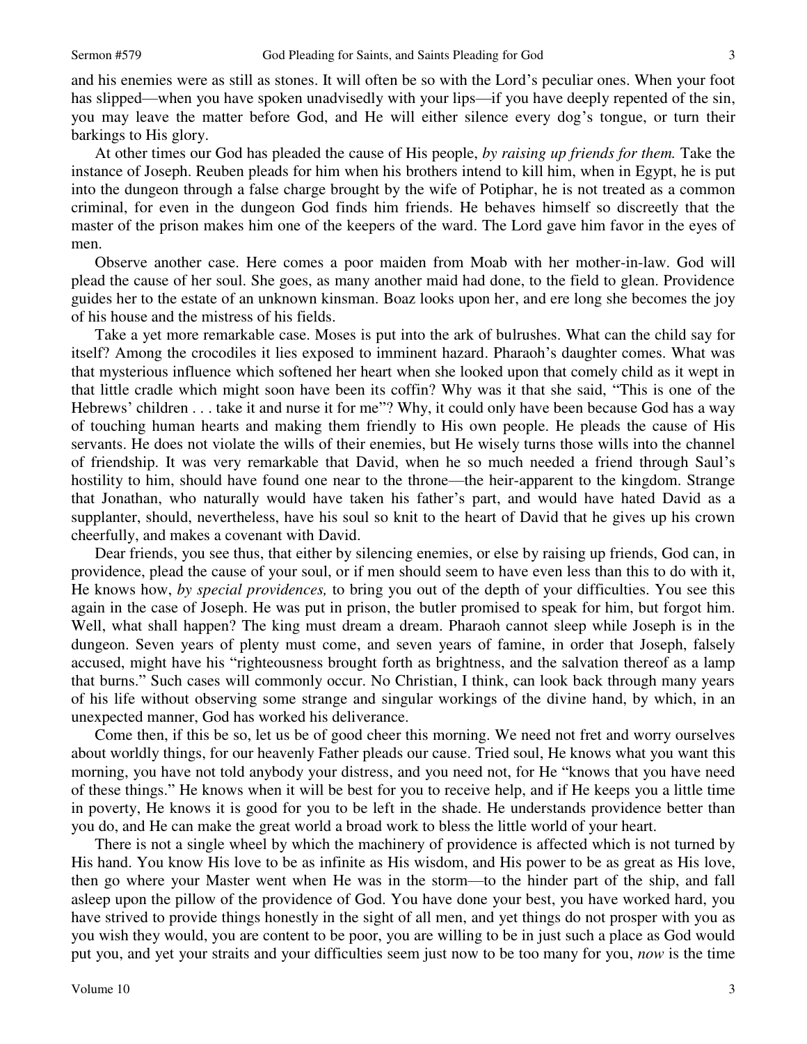and his enemies were as still as stones. It will often be so with the Lord's peculiar ones. When your foot has slipped—when you have spoken unadvisedly with your lips—if you have deeply repented of the sin, you may leave the matter before God, and He will either silence every dog's tongue, or turn their barkings to His glory.

At other times our God has pleaded the cause of His people, *by raising up friends for them.* Take the instance of Joseph. Reuben pleads for him when his brothers intend to kill him, when in Egypt, he is put into the dungeon through a false charge brought by the wife of Potiphar, he is not treated as a common criminal, for even in the dungeon God finds him friends. He behaves himself so discreetly that the master of the prison makes him one of the keepers of the ward. The Lord gave him favor in the eyes of men.

Observe another case. Here comes a poor maiden from Moab with her mother-in-law. God will plead the cause of her soul. She goes, as many another maid had done, to the field to glean. Providence guides her to the estate of an unknown kinsman. Boaz looks upon her, and ere long she becomes the joy of his house and the mistress of his fields.

Take a yet more remarkable case. Moses is put into the ark of bulrushes. What can the child say for itself? Among the crocodiles it lies exposed to imminent hazard. Pharaoh's daughter comes. What was that mysterious influence which softened her heart when she looked upon that comely child as it wept in that little cradle which might soon have been its coffin? Why was it that she said, "This is one of the Hebrews' children . . . take it and nurse it for me"? Why, it could only have been because God has a way of touching human hearts and making them friendly to His own people. He pleads the cause of His servants. He does not violate the wills of their enemies, but He wisely turns those wills into the channel of friendship. It was very remarkable that David, when he so much needed a friend through Saul's hostility to him, should have found one near to the throne—the heir-apparent to the kingdom. Strange that Jonathan, who naturally would have taken his father's part, and would have hated David as a supplanter, should, nevertheless, have his soul so knit to the heart of David that he gives up his crown cheerfully, and makes a covenant with David.

Dear friends, you see thus, that either by silencing enemies, or else by raising up friends, God can, in providence, plead the cause of your soul, or if men should seem to have even less than this to do with it, He knows how, *by special providences,* to bring you out of the depth of your difficulties. You see this again in the case of Joseph. He was put in prison, the butler promised to speak for him, but forgot him. Well, what shall happen? The king must dream a dream. Pharaoh cannot sleep while Joseph is in the dungeon. Seven years of plenty must come, and seven years of famine, in order that Joseph, falsely accused, might have his "righteousness brought forth as brightness, and the salvation thereof as a lamp that burns." Such cases will commonly occur. No Christian, I think, can look back through many years of his life without observing some strange and singular workings of the divine hand, by which, in an unexpected manner, God has worked his deliverance.

Come then, if this be so, let us be of good cheer this morning. We need not fret and worry ourselves about worldly things, for our heavenly Father pleads our cause. Tried soul, He knows what you want this morning, you have not told anybody your distress, and you need not, for He "knows that you have need of these things." He knows when it will be best for you to receive help, and if He keeps you a little time in poverty, He knows it is good for you to be left in the shade. He understands providence better than you do, and He can make the great world a broad work to bless the little world of your heart.

There is not a single wheel by which the machinery of providence is affected which is not turned by His hand. You know His love to be as infinite as His wisdom, and His power to be as great as His love, then go where your Master went when He was in the storm—to the hinder part of the ship, and fall asleep upon the pillow of the providence of God. You have done your best, you have worked hard, you have strived to provide things honestly in the sight of all men, and yet things do not prosper with you as you wish they would, you are content to be poor, you are willing to be in just such a place as God would put you, and yet your straits and your difficulties seem just now to be too many for you, *now* is the time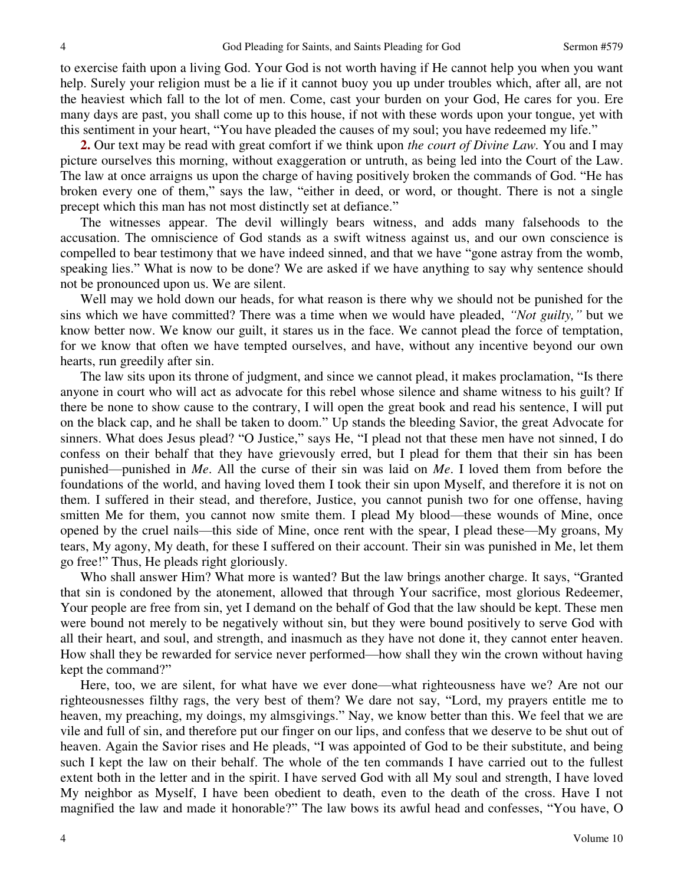to exercise faith upon a living God. Your God is not worth having if He cannot help you when you want help. Surely your religion must be a lie if it cannot buoy you up under troubles which, after all, are not the heaviest which fall to the lot of men. Come, cast your burden on your God, He cares for you. Ere many days are past, you shall come up to this house, if not with these words upon your tongue, yet with this sentiment in your heart, "You have pleaded the causes of my soul; you have redeemed my life."

**2.** Our text may be read with great comfort if we think upon *the court of Divine Law.* You and I may picture ourselves this morning, without exaggeration or untruth, as being led into the Court of the Law. The law at once arraigns us upon the charge of having positively broken the commands of God. "He has broken every one of them," says the law, "either in deed, or word, or thought. There is not a single precept which this man has not most distinctly set at defiance."

The witnesses appear. The devil willingly bears witness, and adds many falsehoods to the accusation. The omniscience of God stands as a swift witness against us, and our own conscience is compelled to bear testimony that we have indeed sinned, and that we have "gone astray from the womb, speaking lies." What is now to be done? We are asked if we have anything to say why sentence should not be pronounced upon us. We are silent.

Well may we hold down our heads, for what reason is there why we should not be punished for the sins which we have committed? There was a time when we would have pleaded, *"Not guilty,"* but we know better now. We know our guilt, it stares us in the face. We cannot plead the force of temptation, for we know that often we have tempted ourselves, and have, without any incentive beyond our own hearts, run greedily after sin.

The law sits upon its throne of judgment, and since we cannot plead, it makes proclamation, "Is there anyone in court who will act as advocate for this rebel whose silence and shame witness to his guilt? If there be none to show cause to the contrary, I will open the great book and read his sentence, I will put on the black cap, and he shall be taken to doom." Up stands the bleeding Savior, the great Advocate for sinners. What does Jesus plead? "O Justice," says He, "I plead not that these men have not sinned, I do confess on their behalf that they have grievously erred, but I plead for them that their sin has been punished—punished in *Me*. All the curse of their sin was laid on *Me*. I loved them from before the foundations of the world, and having loved them I took their sin upon Myself, and therefore it is not on them. I suffered in their stead, and therefore, Justice, you cannot punish two for one offense, having smitten Me for them, you cannot now smite them. I plead My blood—these wounds of Mine, once opened by the cruel nails—this side of Mine, once rent with the spear, I plead these—My groans, My tears, My agony, My death, for these I suffered on their account. Their sin was punished in Me, let them go free!" Thus, He pleads right gloriously.

Who shall answer Him? What more is wanted? But the law brings another charge. It says, "Granted that sin is condoned by the atonement, allowed that through Your sacrifice, most glorious Redeemer, Your people are free from sin, yet I demand on the behalf of God that the law should be kept. These men were bound not merely to be negatively without sin, but they were bound positively to serve God with all their heart, and soul, and strength, and inasmuch as they have not done it, they cannot enter heaven. How shall they be rewarded for service never performed—how shall they win the crown without having kept the command?"

Here, too, we are silent, for what have we ever done—what righteousness have we? Are not our righteousnesses filthy rags, the very best of them? We dare not say, "Lord, my prayers entitle me to heaven, my preaching, my doings, my almsgivings." Nay, we know better than this. We feel that we are vile and full of sin, and therefore put our finger on our lips, and confess that we deserve to be shut out of heaven. Again the Savior rises and He pleads, "I was appointed of God to be their substitute, and being such I kept the law on their behalf. The whole of the ten commands I have carried out to the fullest extent both in the letter and in the spirit. I have served God with all My soul and strength, I have loved My neighbor as Myself, I have been obedient to death, even to the death of the cross. Have I not magnified the law and made it honorable?" The law bows its awful head and confesses, "You have, O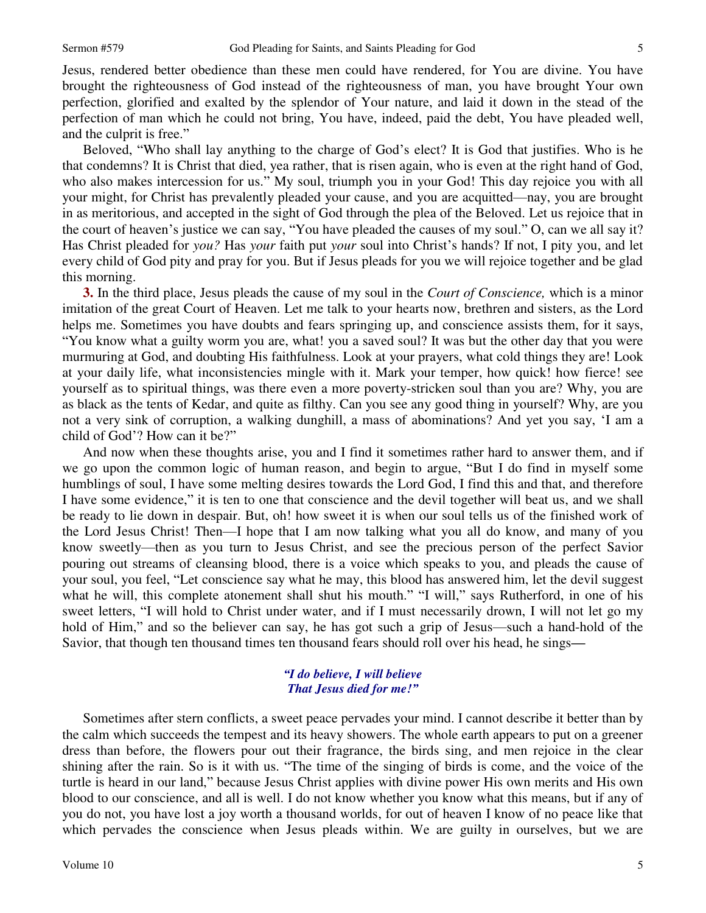Jesus, rendered better obedience than these men could have rendered, for You are divine. You have brought the righteousness of God instead of the righteousness of man, you have brought Your own perfection, glorified and exalted by the splendor of Your nature, and laid it down in the stead of the perfection of man which he could not bring, You have, indeed, paid the debt, You have pleaded well, and the culprit is free."

Beloved, "Who shall lay anything to the charge of God's elect? It is God that justifies. Who is he that condemns? It is Christ that died, yea rather, that is risen again, who is even at the right hand of God, who also makes intercession for us." My soul, triumph you in your God! This day rejoice you with all your might, for Christ has prevalently pleaded your cause, and you are acquitted—nay, you are brought in as meritorious, and accepted in the sight of God through the plea of the Beloved. Let us rejoice that in the court of heaven's justice we can say, "You have pleaded the causes of my soul." O, can we all say it? Has Christ pleaded for *you?* Has *your* faith put *your* soul into Christ's hands? If not, I pity you, and let every child of God pity and pray for you. But if Jesus pleads for you we will rejoice together and be glad this morning.

**3.** In the third place, Jesus pleads the cause of my soul in the *Court of Conscience,* which is a minor imitation of the great Court of Heaven. Let me talk to your hearts now, brethren and sisters, as the Lord helps me. Sometimes you have doubts and fears springing up, and conscience assists them, for it says, "You know what a guilty worm you are, what! you a saved soul? It was but the other day that you were murmuring at God, and doubting His faithfulness. Look at your prayers, what cold things they are! Look at your daily life, what inconsistencies mingle with it. Mark your temper, how quick! how fierce! see yourself as to spiritual things, was there even a more poverty-stricken soul than you are? Why, you are as black as the tents of Kedar, and quite as filthy. Can you see any good thing in yourself? Why, are you not a very sink of corruption, a walking dunghill, a mass of abominations? And yet you say, 'I am a child of God'? How can it be?"

And now when these thoughts arise, you and I find it sometimes rather hard to answer them, and if we go upon the common logic of human reason, and begin to argue, "But I do find in myself some humblings of soul, I have some melting desires towards the Lord God, I find this and that, and therefore I have some evidence," it is ten to one that conscience and the devil together will beat us, and we shall be ready to lie down in despair. But, oh! how sweet it is when our soul tells us of the finished work of the Lord Jesus Christ! Then—I hope that I am now talking what you all do know, and many of you know sweetly—then as you turn to Jesus Christ, and see the precious person of the perfect Savior pouring out streams of cleansing blood, there is a voice which speaks to you, and pleads the cause of your soul, you feel, "Let conscience say what he may, this blood has answered him, let the devil suggest what he will, this complete atonement shall shut his mouth." "I will," says Rutherford, in one of his sweet letters, "I will hold to Christ under water, and if I must necessarily drown, I will not let go my hold of Him," and so the believer can say, he has got such a grip of Jesus—such a hand-hold of the Savior, that though ten thousand times ten thousand fears should roll over his head, he sings—

> ***"I do believe, I will believe***
> ***That Jesus died for me!"***

Sometimes after stern conflicts, a sweet peace pervades your mind. I cannot describe it better than by the calm which succeeds the tempest and its heavy showers. The whole earth appears to put on a greener dress than before, the flowers pour out their fragrance, the birds sing, and men rejoice in the clear shining after the rain. So is it with us. "The time of the singing of birds is come, and the voice of the turtle is heard in our land," because Jesus Christ applies with divine power His own merits and His own blood to our conscience, and all is well. I do not know whether you know what this means, but if any of you do not, you have lost a joy worth a thousand worlds, for out of heaven I know of no peace like that which pervades the conscience when Jesus pleads within. We are guilty in ourselves, but we are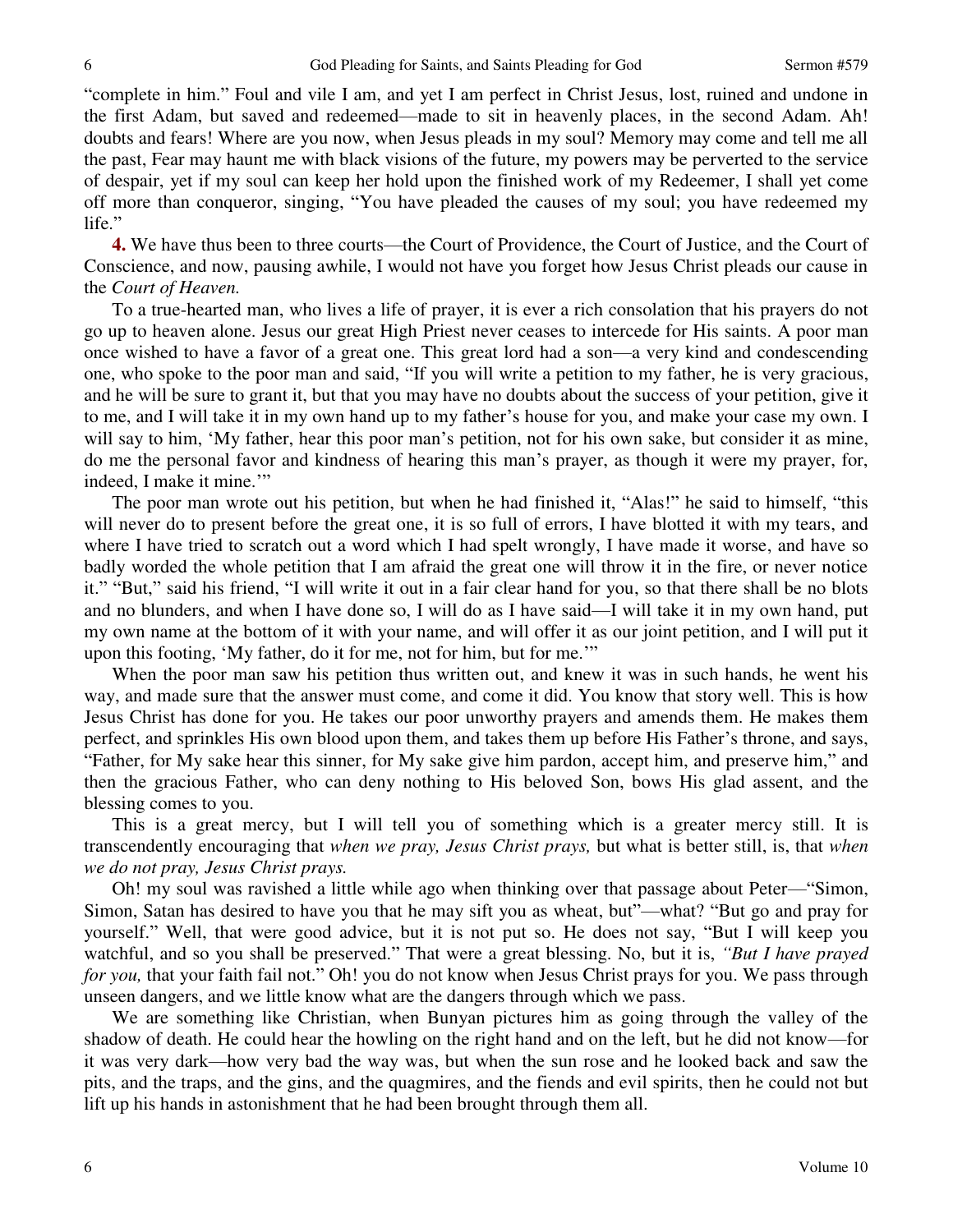"complete in him." Foul and vile I am, and yet I am perfect in Christ Jesus, lost, ruined and undone in the first Adam, but saved and redeemed—made to sit in heavenly places, in the second Adam. Ah! doubts and fears! Where are you now, when Jesus pleads in my soul? Memory may come and tell me all the past, Fear may haunt me with black visions of the future, my powers may be perverted to the service of despair, yet if my soul can keep her hold upon the finished work of my Redeemer, I shall yet come off more than conqueror, singing, "You have pleaded the causes of my soul; you have redeemed my life."

**4.** We have thus been to three courts—the Court of Providence, the Court of Justice, and the Court of Conscience, and now, pausing awhile, I would not have you forget how Jesus Christ pleads our cause in the *Court of Heaven.*

To a true-hearted man, who lives a life of prayer, it is ever a rich consolation that his prayers do not go up to heaven alone. Jesus our great High Priest never ceases to intercede for His saints. A poor man once wished to have a favor of a great one. This great lord had a son—a very kind and condescending one, who spoke to the poor man and said, "If you will write a petition to my father, he is very gracious, and he will be sure to grant it, but that you may have no doubts about the success of your petition, give it to me, and I will take it in my own hand up to my father's house for you, and make your case my own. I will say to him, 'My father, hear this poor man's petition, not for his own sake, but consider it as mine, do me the personal favor and kindness of hearing this man's prayer, as though it were my prayer, for, indeed, I make it mine.'"

The poor man wrote out his petition, but when he had finished it, "Alas!" he said to himself, "this will never do to present before the great one, it is so full of errors, I have blotted it with my tears, and where I have tried to scratch out a word which I had spelt wrongly, I have made it worse, and have so badly worded the whole petition that I am afraid the great one will throw it in the fire, or never notice it." "But," said his friend, "I will write it out in a fair clear hand for you, so that there shall be no blots and no blunders, and when I have done so, I will do as I have said—I will take it in my own hand, put my own name at the bottom of it with your name, and will offer it as our joint petition, and I will put it upon this footing, 'My father, do it for me, not for him, but for me.'"

When the poor man saw his petition thus written out, and knew it was in such hands, he went his way, and made sure that the answer must come, and come it did. You know that story well. This is how Jesus Christ has done for you. He takes our poor unworthy prayers and amends them. He makes them perfect, and sprinkles His own blood upon them, and takes them up before His Father's throne, and says, "Father, for My sake hear this sinner, for My sake give him pardon, accept him, and preserve him," and then the gracious Father, who can deny nothing to His beloved Son, bows His glad assent, and the blessing comes to you.

This is a great mercy, but I will tell you of something which is a greater mercy still. It is transcendently encouraging that *when we pray, Jesus Christ prays,* but what is better still, is, that *when we do not pray, Jesus Christ prays.*

Oh! my soul was ravished a little while ago when thinking over that passage about Peter—"Simon, Simon, Satan has desired to have you that he may sift you as wheat, but"—what? "But go and pray for yourself." Well, that were good advice, but it is not put so. He does not say, "But I will keep you watchful, and so you shall be preserved." That were a great blessing. No, but it is, *"But I have prayed for you,* that your faith fail not." Oh! you do not know when Jesus Christ prays for you. We pass through unseen dangers, and we little know what are the dangers through which we pass.

We are something like Christian, when Bunyan pictures him as going through the valley of the shadow of death. He could hear the howling on the right hand and on the left, but he did not know—for it was very dark—how very bad the way was, but when the sun rose and he looked back and saw the pits, and the traps, and the gins, and the quagmires, and the fiends and evil spirits, then he could not but lift up his hands in astonishment that he had been brought through them all.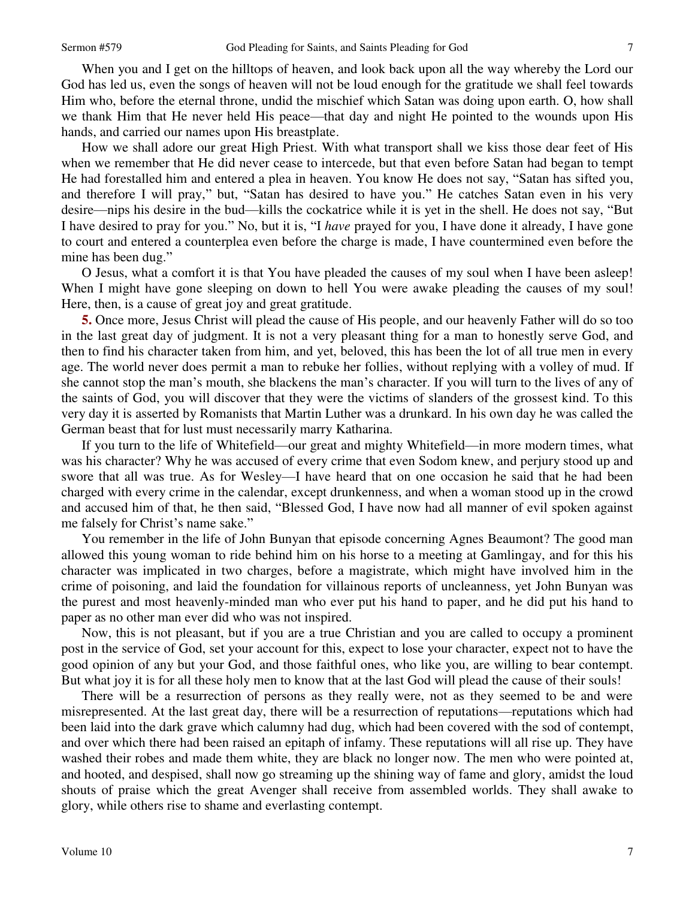When you and I get on the hilltops of heaven, and look back upon all the way whereby the Lord our God has led us, even the songs of heaven will not be loud enough for the gratitude we shall feel towards Him who, before the eternal throne, undid the mischief which Satan was doing upon earth. O, how shall we thank Him that He never held His peace—that day and night He pointed to the wounds upon His hands, and carried our names upon His breastplate.

How we shall adore our great High Priest. With what transport shall we kiss those dear feet of His when we remember that He did never cease to intercede, but that even before Satan had began to tempt He had forestalled him and entered a plea in heaven. You know He does not say, "Satan has sifted you, and therefore I will pray," but, "Satan has desired to have you." He catches Satan even in his very desire—nips his desire in the bud—kills the cockatrice while it is yet in the shell. He does not say, "But I have desired to pray for you." No, but it is, "I *have* prayed for you, I have done it already, I have gone to court and entered a counterplea even before the charge is made, I have countermined even before the mine has been dug."

O Jesus, what a comfort it is that You have pleaded the causes of my soul when I have been asleep! When I might have gone sleeping on down to hell You were awake pleading the causes of my soul! Here, then, is a cause of great joy and great gratitude.

**5.** Once more, Jesus Christ will plead the cause of His people, and our heavenly Father will do so too in the last great day of judgment. It is not a very pleasant thing for a man to honestly serve God, and then to find his character taken from him, and yet, beloved, this has been the lot of all true men in every age. The world never does permit a man to rebuke her follies, without replying with a volley of mud. If she cannot stop the man's mouth, she blackens the man's character. If you will turn to the lives of any of the saints of God, you will discover that they were the victims of slanders of the grossest kind. To this very day it is asserted by Romanists that Martin Luther was a drunkard. In his own day he was called the German beast that for lust must necessarily marry Katharina.

If you turn to the life of Whitefield—our great and mighty Whitefield—in more modern times, what was his character? Why he was accused of every crime that even Sodom knew, and perjury stood up and swore that all was true. As for Wesley—I have heard that on one occasion he said that he had been charged with every crime in the calendar, except drunkenness, and when a woman stood up in the crowd and accused him of that, he then said, "Blessed God, I have now had all manner of evil spoken against me falsely for Christ's name sake."

You remember in the life of John Bunyan that episode concerning Agnes Beaumont? The good man allowed this young woman to ride behind him on his horse to a meeting at Gamlingay, and for this his character was implicated in two charges, before a magistrate, which might have involved him in the crime of poisoning, and laid the foundation for villainous reports of uncleanness, yet John Bunyan was the purest and most heavenly-minded man who ever put his hand to paper, and he did put his hand to paper as no other man ever did who was not inspired.

Now, this is not pleasant, but if you are a true Christian and you are called to occupy a prominent post in the service of God, set your account for this, expect to lose your character, expect not to have the good opinion of any but your God, and those faithful ones, who like you, are willing to bear contempt. But what joy it is for all these holy men to know that at the last God will plead the cause of their souls!

There will be a resurrection of persons as they really were, not as they seemed to be and were misrepresented. At the last great day, there will be a resurrection of reputations—reputations which had been laid into the dark grave which calumny had dug, which had been covered with the sod of contempt, and over which there had been raised an epitaph of infamy. These reputations will all rise up. They have washed their robes and made them white, they are black no longer now. The men who were pointed at, and hooted, and despised, shall now go streaming up the shining way of fame and glory, amidst the loud shouts of praise which the great Avenger shall receive from assembled worlds. They shall awake to glory, while others rise to shame and everlasting contempt.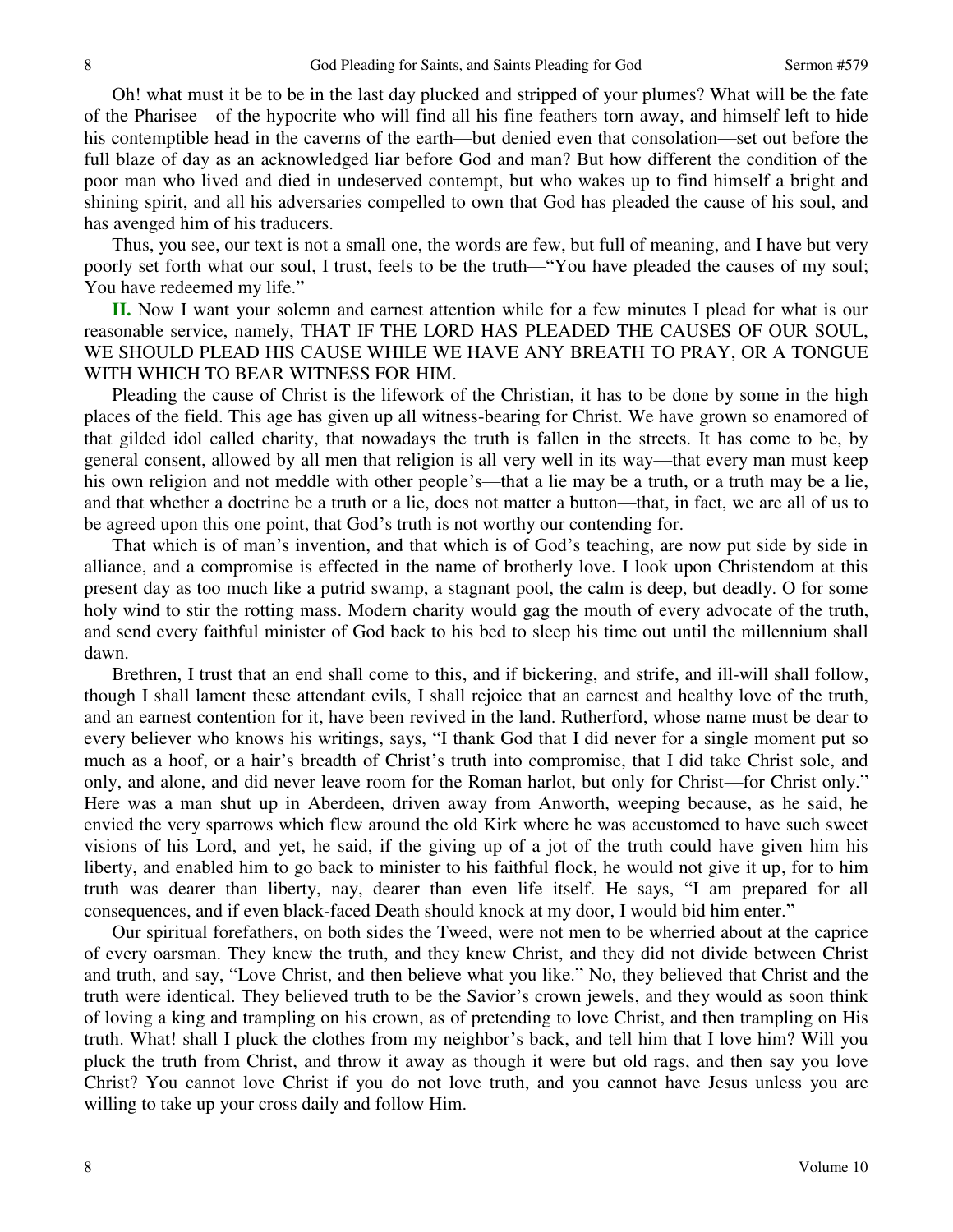Oh! what must it be to be in the last day plucked and stripped of your plumes? What will be the fate of the Pharisee—of the hypocrite who will find all his fine feathers torn away, and himself left to hide his contemptible head in the caverns of the earth—but denied even that consolation—set out before the full blaze of day as an acknowledged liar before God and man? But how different the condition of the poor man who lived and died in undeserved contempt, but who wakes up to find himself a bright and shining spirit, and all his adversaries compelled to own that God has pleaded the cause of his soul, and has avenged him of his traducers.

Thus, you see, our text is not a small one, the words are few, but full of meaning, and I have but very poorly set forth what our soul, I trust, feels to be the truth—"You have pleaded the causes of my soul; You have redeemed my life."

**II.** Now I want your solemn and earnest attention while for a few minutes I plead for what is our reasonable service, namely, THAT IF THE LORD HAS PLEADED THE CAUSES OF OUR SOUL, WE SHOULD PLEAD HIS CAUSE WHILE WE HAVE ANY BREATH TO PRAY, OR A TONGUE WITH WHICH TO BEAR WITNESS FOR HIM.

Pleading the cause of Christ is the lifework of the Christian, it has to be done by some in the high places of the field. This age has given up all witness-bearing for Christ. We have grown so enamored of that gilded idol called charity, that nowadays the truth is fallen in the streets. It has come to be, by general consent, allowed by all men that religion is all very well in its way—that every man must keep his own religion and not meddle with other people's—that a lie may be a truth, or a truth may be a lie, and that whether a doctrine be a truth or a lie, does not matter a button—that, in fact, we are all of us to be agreed upon this one point, that God's truth is not worthy our contending for.

That which is of man's invention, and that which is of God's teaching, are now put side by side in alliance, and a compromise is effected in the name of brotherly love. I look upon Christendom at this present day as too much like a putrid swamp, a stagnant pool, the calm is deep, but deadly. O for some holy wind to stir the rotting mass. Modern charity would gag the mouth of every advocate of the truth, and send every faithful minister of God back to his bed to sleep his time out until the millennium shall dawn.

Brethren, I trust that an end shall come to this, and if bickering, and strife, and ill-will shall follow, though I shall lament these attendant evils, I shall rejoice that an earnest and healthy love of the truth, and an earnest contention for it, have been revived in the land. Rutherford, whose name must be dear to every believer who knows his writings, says, "I thank God that I did never for a single moment put so much as a hoof, or a hair's breadth of Christ's truth into compromise, that I did take Christ sole, and only, and alone, and did never leave room for the Roman harlot, but only for Christ—for Christ only." Here was a man shut up in Aberdeen, driven away from Anworth, weeping because, as he said, he envied the very sparrows which flew around the old Kirk where he was accustomed to have such sweet visions of his Lord, and yet, he said, if the giving up of a jot of the truth could have given him his liberty, and enabled him to go back to minister to his faithful flock, he would not give it up, for to him truth was dearer than liberty, nay, dearer than even life itself. He says, "I am prepared for all consequences, and if even black-faced Death should knock at my door, I would bid him enter."

Our spiritual forefathers, on both sides the Tweed, were not men to be wherried about at the caprice of every oarsman. They knew the truth, and they knew Christ, and they did not divide between Christ and truth, and say, "Love Christ, and then believe what you like." No, they believed that Christ and the truth were identical. They believed truth to be the Savior's crown jewels, and they would as soon think of loving a king and trampling on his crown, as of pretending to love Christ, and then trampling on His truth. What! shall I pluck the clothes from my neighbor's back, and tell him that I love him? Will you pluck the truth from Christ, and throw it away as though it were but old rags, and then say you love Christ? You cannot love Christ if you do not love truth, and you cannot have Jesus unless you are willing to take up your cross daily and follow Him.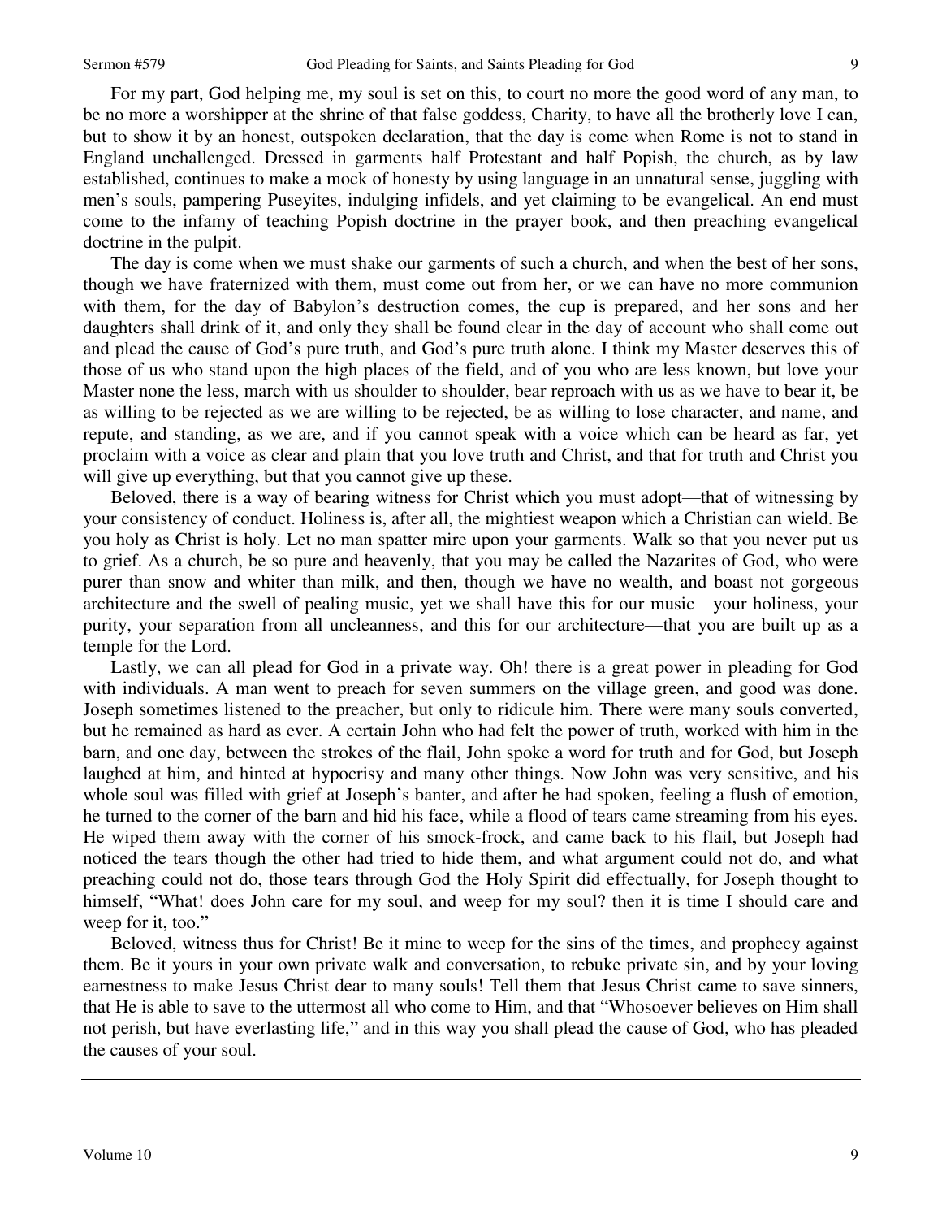For my part, God helping me, my soul is set on this, to court no more the good word of any man, to be no more a worshipper at the shrine of that false goddess, Charity, to have all the brotherly love I can, but to show it by an honest, outspoken declaration, that the day is come when Rome is not to stand in England unchallenged. Dressed in garments half Protestant and half Popish, the church, as by law established, continues to make a mock of honesty by using language in an unnatural sense, juggling with men's souls, pampering Puseyites, indulging infidels, and yet claiming to be evangelical. An end must come to the infamy of teaching Popish doctrine in the prayer book, and then preaching evangelical doctrine in the pulpit.

The day is come when we must shake our garments of such a church, and when the best of her sons, though we have fraternized with them, must come out from her, or we can have no more communion with them, for the day of Babylon's destruction comes, the cup is prepared, and her sons and her daughters shall drink of it, and only they shall be found clear in the day of account who shall come out and plead the cause of God's pure truth, and God's pure truth alone. I think my Master deserves this of those of us who stand upon the high places of the field, and of you who are less known, but love your Master none the less, march with us shoulder to shoulder, bear reproach with us as we have to bear it, be as willing to be rejected as we are willing to be rejected, be as willing to lose character, and name, and repute, and standing, as we are, and if you cannot speak with a voice which can be heard as far, yet proclaim with a voice as clear and plain that you love truth and Christ, and that for truth and Christ you will give up everything, but that you cannot give up these.

Beloved, there is a way of bearing witness for Christ which you must adopt—that of witnessing by your consistency of conduct. Holiness is, after all, the mightiest weapon which a Christian can wield. Be you holy as Christ is holy. Let no man spatter mire upon your garments. Walk so that you never put us to grief. As a church, be so pure and heavenly, that you may be called the Nazarites of God, who were purer than snow and whiter than milk, and then, though we have no wealth, and boast not gorgeous architecture and the swell of pealing music, yet we shall have this for our music—your holiness, your purity, your separation from all uncleanness, and this for our architecture—that you are built up as a temple for the Lord.

Lastly, we can all plead for God in a private way. Oh! there is a great power in pleading for God with individuals. A man went to preach for seven summers on the village green, and good was done. Joseph sometimes listened to the preacher, but only to ridicule him. There were many souls converted, but he remained as hard as ever. A certain John who had felt the power of truth, worked with him in the barn, and one day, between the strokes of the flail, John spoke a word for truth and for God, but Joseph laughed at him, and hinted at hypocrisy and many other things. Now John was very sensitive, and his whole soul was filled with grief at Joseph's banter, and after he had spoken, feeling a flush of emotion, he turned to the corner of the barn and hid his face, while a flood of tears came streaming from his eyes. He wiped them away with the corner of his smock-frock, and came back to his flail, but Joseph had noticed the tears though the other had tried to hide them, and what argument could not do, and what preaching could not do, those tears through God the Holy Spirit did effectually, for Joseph thought to himself, "What! does John care for my soul, and weep for my soul? then it is time I should care and weep for it, too."

Beloved, witness thus for Christ! Be it mine to weep for the sins of the times, and prophecy against them. Be it yours in your own private walk and conversation, to rebuke private sin, and by your loving earnestness to make Jesus Christ dear to many souls! Tell them that Jesus Christ came to save sinners, that He is able to save to the uttermost all who come to Him, and that "Whosoever believes on Him shall not perish, but have everlasting life," and in this way you shall plead the cause of God, who has pleaded the causes of your soul.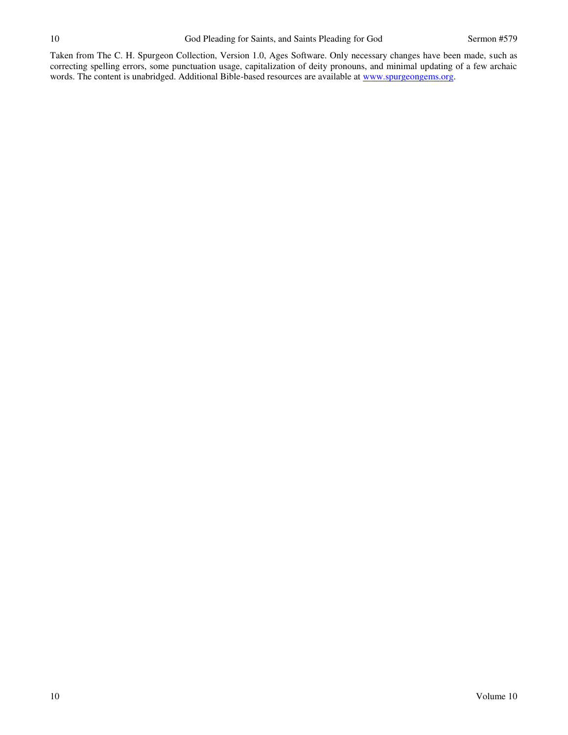Taken from The C. H. Spurgeon Collection, Version 1.0, Ages Software. Only necessary changes have been made, such as correcting spelling errors, some punctuation usage, capitalization of deity pronouns, and minimal updating of a few archaic words. The content is unabridged. Additional Bible-based resources are available at www.spurgeongems.org.